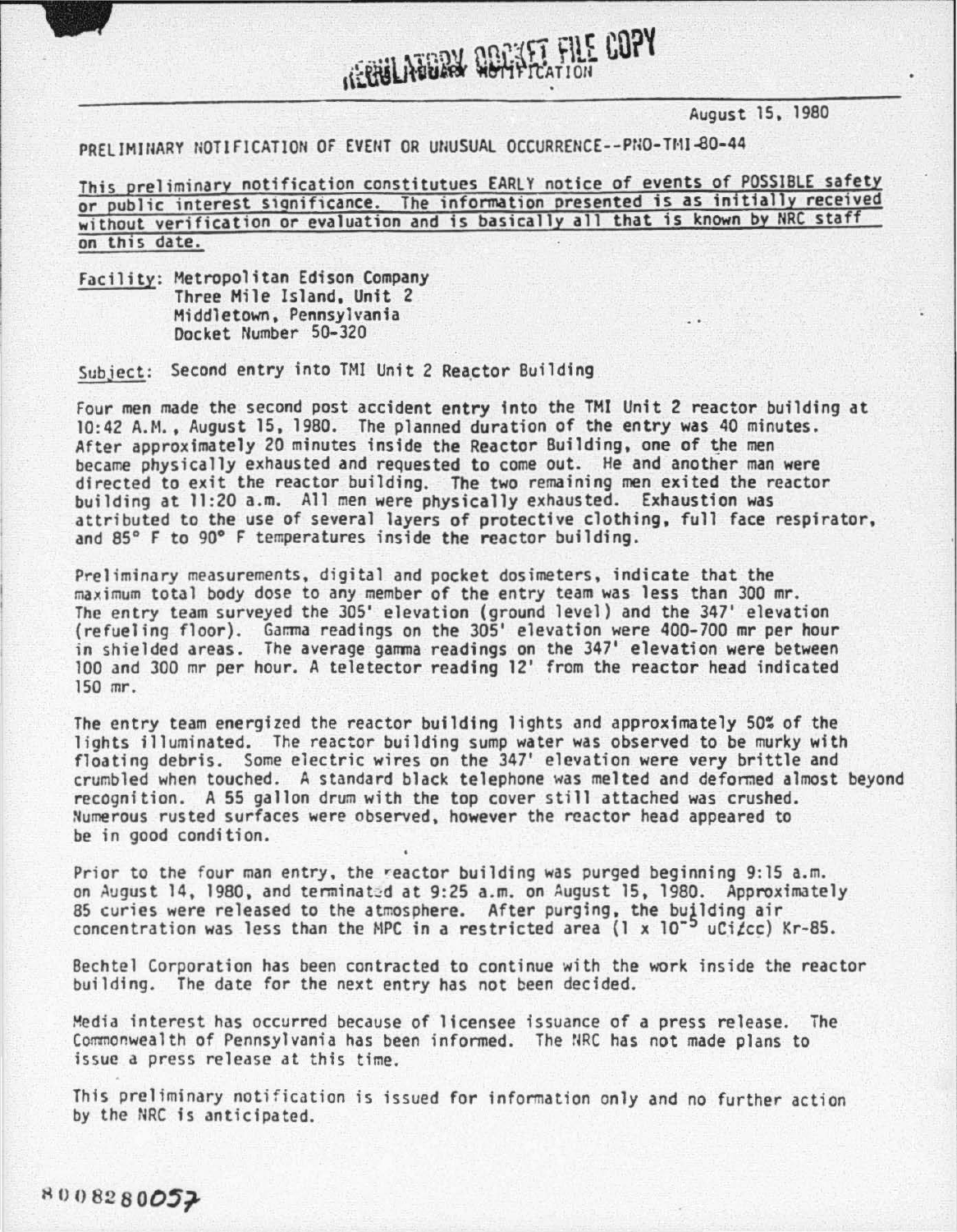REGULATORY DOCKET FILE COPY

August 15, 1980

PRELIMINARY NOTIFICATION OF EVENT OR UNUSUAL OCCURRENCE--PNO-TMI-80-44

This preliminary notification constitutues EARLY notice of events of POSSIBLE safety or public interest significance. The information presented is as initially received without verification or evaluation and is basically all that is known by NRC staff on this date.

Facility: Metropolitan Edison Company
Three Mile Island, Unit 2
Middletown, Pennsylvania
Docket Number 50-320

Subject: Second entry into TMI Unit 2 Reactor Building

Four men made the second post accident entry into the TMI Unit 2 reactor building at 10:42 A.M., August 15, 1980. The planned duration of the entry was 40 minutes. After approximately 20 minutes inside the Reactor Building, one of the men became physically exhausted and requested to come out. He and another man were directed to exit the reactor building. The two remaining men exited the reactor building at 11:20 a.m. All men were physically exhausted. Exhaustion was attributed to the use of several layers of protective clothing, full face respirator, and 85° F to 90° F temperatures inside the reactor building.

Preliminary measurements, digital and pocket dosimeters, indicate that the maximum total body dose to any member of the entry team was less than 300 mr. The entry team surveyed the 305' elevation (ground level) and the 347' elevation (refueling floor). Gamma readings on the 305' elevation were 400-700 mr per hour in shielded areas. The average gamma readings on the 347' elevation were between 100 and 300 mr per hour. A teletector reading 12' from the reactor head indicated 150 mr.

The entry team energized the reactor building lights and approximately 50% of the lights illuminated. The reactor building sump water was observed to be murky with floating debris. Some electric wires on the 347' elevation were very brittle and crumbled when touched. A standard black telephone was melted and deformed almost beyond recognition. A 55 gallon drum with the top cover still attached was crushed. Numerous rusted surfaces were observed, however the reactor head appeared to be in good condition.

Prior to the four man entry, the reactor building was purged beginning 9:15 a.m. on August 14, 1980, and terminated at 9:25 a.m. on August 15, 1980. Approximately 85 curies were released to the atmosphere. After purging, the building air concentration was less than the MPC in a restricted area ($1 \times 10^{-5}$ uCi/cc) Kr-85.

Bechtel Corporation has been contracted to continue with the work inside the reactor building. The date for the next entry has not been decided.

Media interest has occurred because of licensee issuance of a press release. The Commonwealth of Pennsylvania has been informed. The NRC has not made plans to issue a press release at this time.

This preliminary notification is issued for information only and no further action by the NRC is anticipated.

8008280057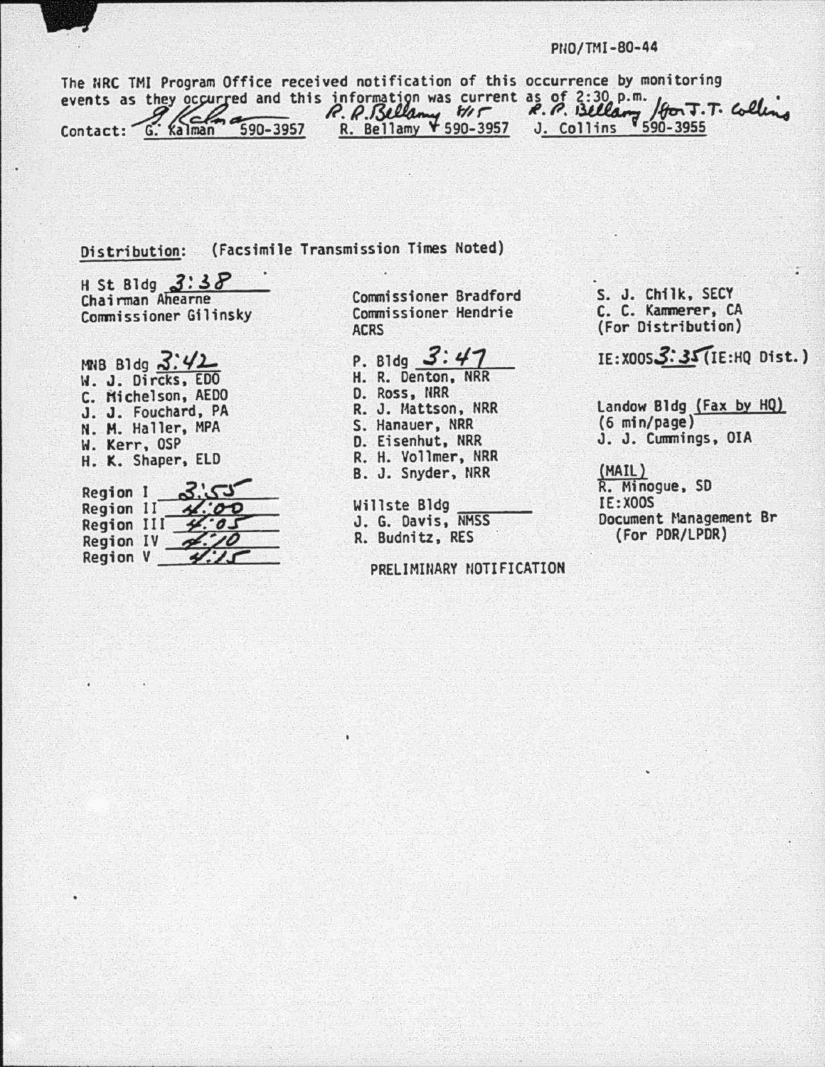PNO/TMI-80-44

The NRC TMI Program Office received notification of this occurrence by monitoring events as they occurred and this information was current as of 2:30 p.m.

Contact: G. Kalman 590-3957 R. Bellamy 590-3957 J. Collins 590-3955

Distribution: (Facsimile Transmission Times Noted)

H St Bldg 3:38
Chairman Ahearne
Commissioner Gilinsky
Commissioner Bradford
Commissioner Hendrie
ACRS

S. J. Chilk, SECY
C. C. Kammerer, CA
(For Distribution)

MNB Bldg 3:42
W. J. Dircks, EDO
C. Michelson, AEDO
J. J. Fouchard, PA
N. M. Haller, MPA
W. Kerr, OSP
H. K. Shaper, ELD

P. Bldg 3:47
H. R. Denton, NRR
D. Ross, NRR
R. J. Mattson, NRR
S. Hanauer, NRR
D. Eisenhut, NRR
R. H. Vollmer, NRR
B. J. Snyder, NRR

IE:XOOS 3:35 (IE:HQ Dist.)

Landow Bldg (Fax by HQ)
(6 min/page)
J. J. Cummings, OIA

Region I 3:55
Region II 4:00
Region III 4:05
Region IV 4:10
Region V 4:15

Willste Bldg
J. G. Davis, NMSS
R. Budnitz, RES

(MAIL)
R. Minogue, SD
IE:XOOS
Document Management Br
(For PDR/LPDR)

PRELIMINARY NOTIFICATION